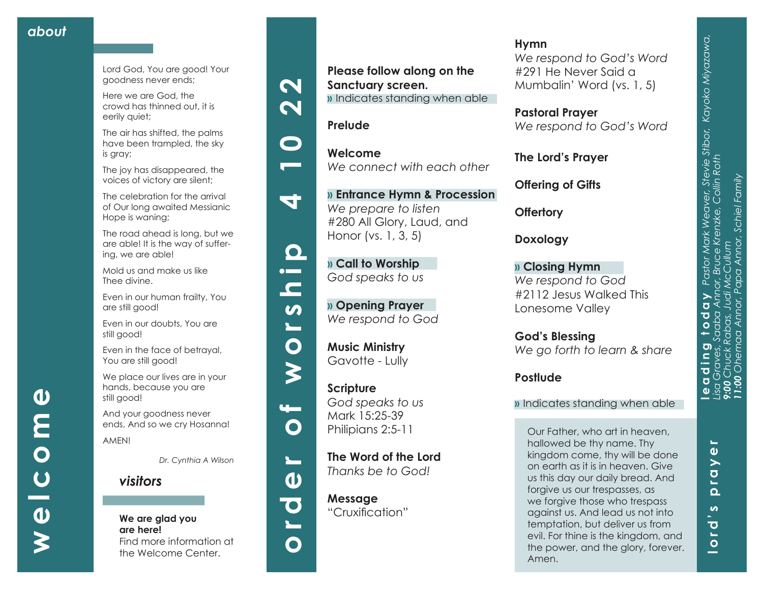# welcome

## about

Lord God, You are good! Your goodness never ends;

Here we are God, the crowd has thinned out, it is eerily quiet;

The air has shifted, the palms have been trampled, the sky is gray;

The joy has disappeared, the voices of victory are silent;

The celebration for the arrival of Our long awaited Messianic Hope is waning;

The road ahead is long, but we are able! It is the way of suffer-ing, we are able!

Mold us and make us like Thee divine.

Even in our human frailty, You are still good!

Even in our doubts, You are still good!

Even in the face of betrayal, You are still good!

We place our lives are in your hands, because you are still good!

And your goodness never ends, And so we cry Hosanna!

AMEN!

*Dr. Cynthia A Wilson*

## visitors

**We are glad you are here!**
Find more information at the Welcome Center.

# order of worship 4 10 22

**Please follow along on the Sanctuary screen.**
» Indicates standing when able

**Prelude**

**Welcome**
*We connect with each other*

**» Entrance Hymn & Procession**
*We prepare to listen*
#280 All Glory, Laud, and Honor (vs. 1, 3, 5)

**» Call to Worship**
*God speaks to us*

**» Opening Prayer**
*We respond to God*

**Music Ministry**
Gavotte - Lully

**Scripture**
*God speaks to us*
Mark 15:25-39
Philipians 2:5-11

**The Word of the Lord**
*Thanks be to God!*

**Message**
"Cruxification"

**Hymn**
*We respond to God's Word*
#291 He Never Said a Mumbalin' Word (vs. 1, 5)

**Pastoral Prayer**
*We respond to God's Word*

**The Lord's Prayer**

**Offering of Gifts**

**Offertory**

**Doxology**

**» Closing Hymn**
*We respond to God*
#2112 Jesus Walked This Lonesome Valley

**God's Blessing**
*We go forth to learn & share*

**Postlude**

» Indicates standing when able

# lord's prayer

Our Father, who art in heaven, hallowed be thy name. Thy kingdom come, thy will be done on earth as it is in heaven. Give us this day our daily bread. And forgive us our trespasses, as we forgive those who trespass against us. And lead us not into temptation, but deliver us from evil. For thine is the kingdom, and the power, and the glory, forever. Amen.

# leading today

*Pastor Mark Weaver, Stevie Stibor, Kayoko Miyazawa, Lisa Graves, Saaba Annor, Bruce Krenzke, Collin Roth*
***9:00** Chuck Rabas, Judi McCullum*
***11:00** Ohemaa Annor, Papa Annor, Schiel Family*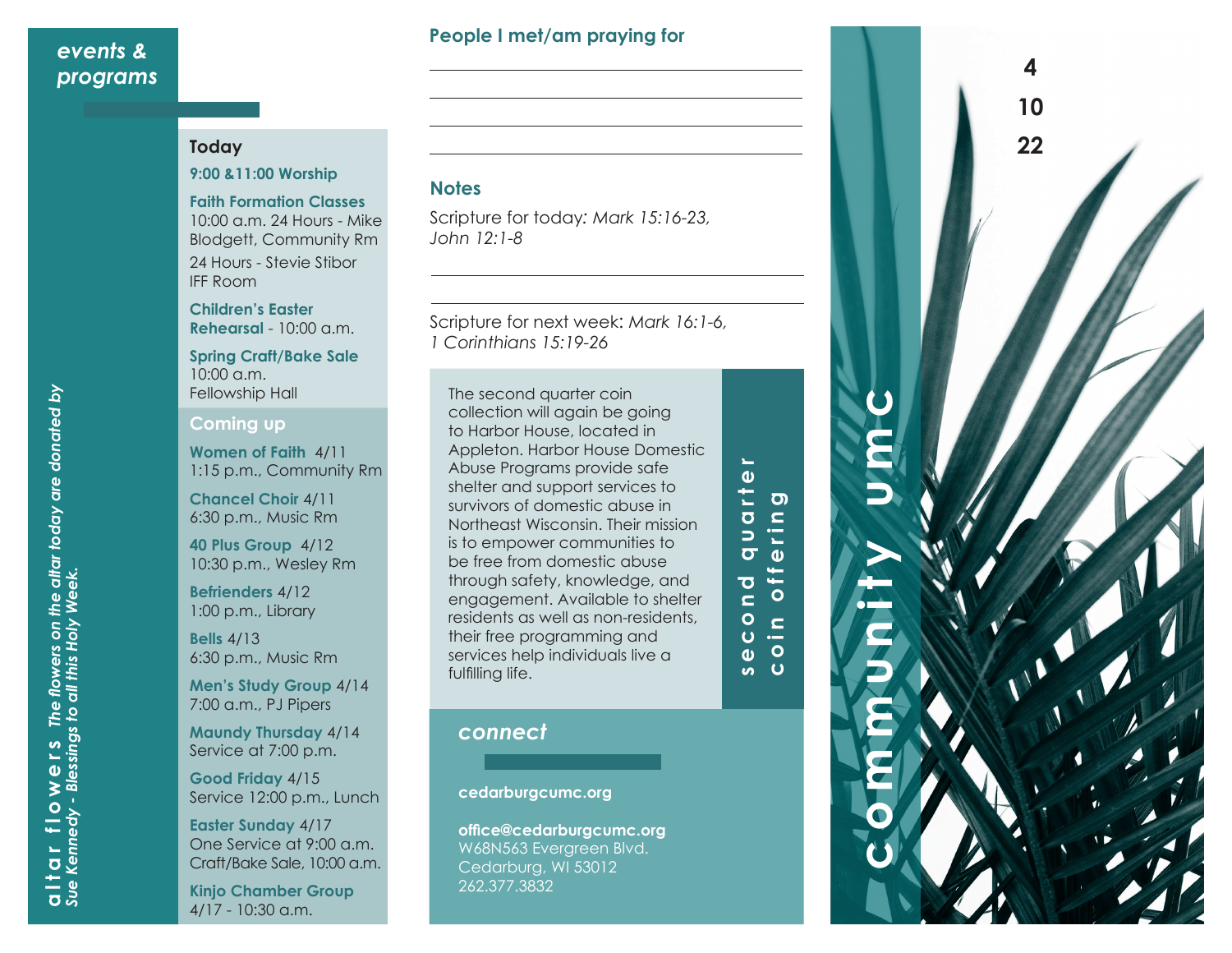## events & programs

### Today

**9:00 &11:00 Worship**

**Faith Formation Classes**
10:00 a.m. 24 Hours - Mike Blodgett, Community Rm
24 Hours - Stevie Stibor IFF Room

**Children's Easter Rehearsal** - 10:00 a.m.

**Spring Craft/Bake Sale**
10:00 a.m.
Fellowship Hall

### Coming up

**Women of Faith** 4/11
1:15 p.m., Community Rm

**Chancel Choir** 4/11
6:30 p.m., Music Rm

**40 Plus Group** 4/12
10:30 p.m., Wesley Rm

**Befrienders** 4/12
1:00 p.m., Library

**Bells** 4/13
6:30 p.m., Music Rm

**Men's Study Group** 4/14
7:00 a.m., PJ Pipers

**Maundy Thursday** 4/14
Service at 7:00 p.m.

**Good Friday** 4/15
Service 12:00 p.m., Lunch

**Easter Sunday** 4/17
One Service at 9:00 a.m.
Craft/Bake Sale, 10:00 a.m.

**Kinjo Chamber Group**
4/17 - 10:30 a.m.

**altar flowers** *The flowers on the altar today are donated by Sue Kennedy - Blessings to all this Holy Week.*

## People I met/am praying for

## Notes

Scripture for today: *Mark 15:16-23, John 12:1-8*

Scripture for next week: *Mark 16:1-6, 1 Corinthians 15:19-26*

## second quarter coin offering

The second quarter coin collection will again be going to Harbor House, located in Appleton. Harbor House Domestic Abuse Programs provide safe shelter and support services to survivors of domestic abuse in Northeast Wisconsin. Their mission is to empower communities to be free from domestic abuse through safety, knowledge, and engagement. Available to shelter residents as well as non-residents, their free programming and services help individuals live a fulfilling life.

## connect

**cedarburgcumc.org**

**office@cedarburgcumc.org**
W68N563 Evergreen Blvd.
Cedarburg, WI 53012
262.377.3832

# community umc

4
10
22